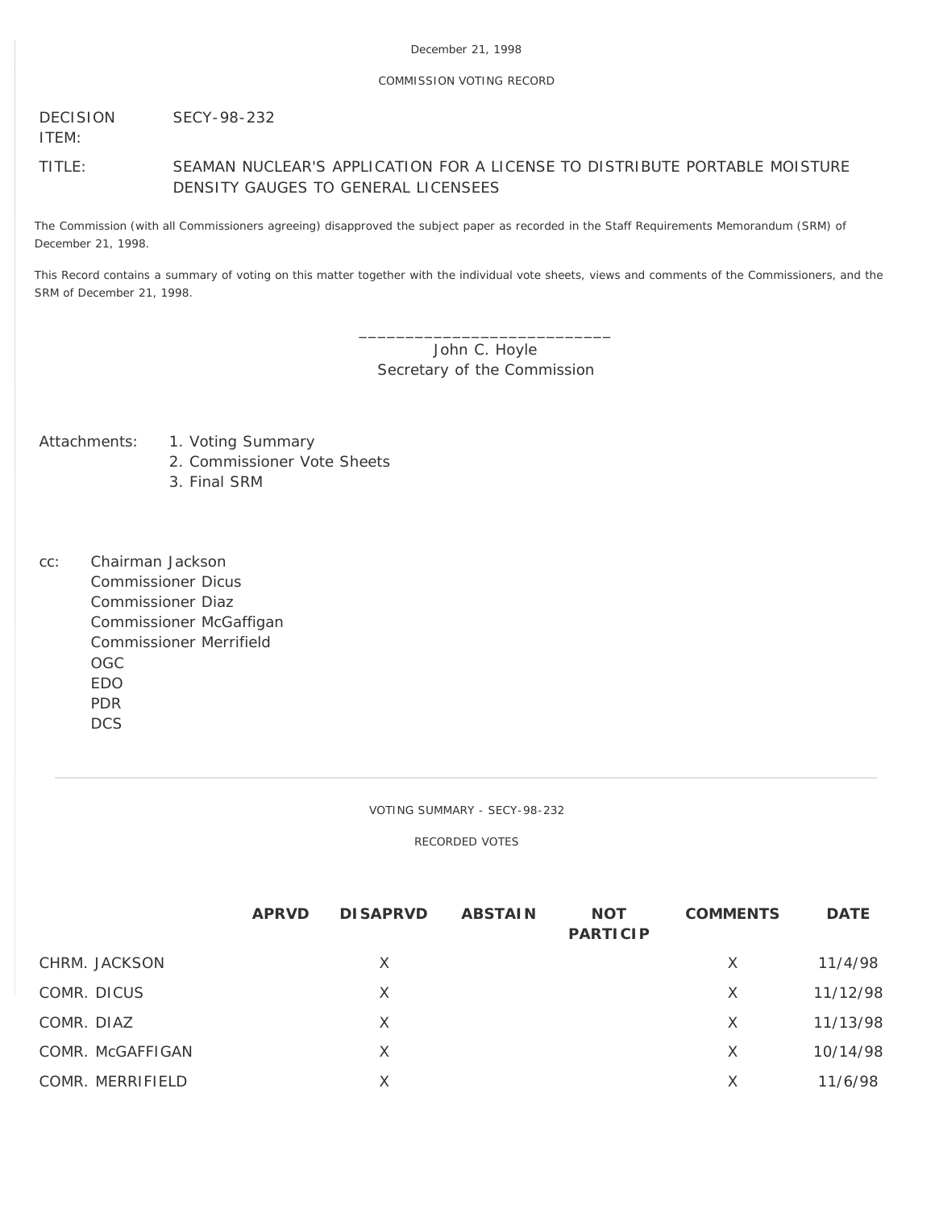December 21, 1998

COMMISSION VOTING RECORD

DECISION ITEM: SECY-98-232

TITLE: SEAMAN NUCLEAR'S APPLICATION FOR A LICENSE TO DISTRIBUTE PORTABLE MOISTURE DENSITY GAUGES TO GENERAL LICENSEES

The Commission (with all Commissioners agreeing) disapproved the subject paper as recorded in the Staff Requirements Memorandum (SRM) of December 21, 1998.

This Record contains a summary of voting on this matter together with the individual vote sheets, views and comments of the Commissioners, and the SRM of December 21, 1998.

\_\_\_\_\_\_\_\_\_\_\_\_\_\_\_\_\_\_\_\_\_\_\_\_\_\_\_\_
John C. Hoyle
Secretary of the Commission

Attachments:
1. Voting Summary
2. Commissioner Vote Sheets
3. Final SRM

cc:
Chairman Jackson
Commissioner Dicus
Commissioner Diaz
Commissioner McGaffigan
Commissioner Merrifield
OGC
EDO
PDR
DCS

---

VOTING SUMMARY - SECY-98-232

RECORDED VOTES

| | APRVD | DISAPRVD | ABSTAIN | NOT PARTICIP | COMMENTS | DATE |
|---|---|---|---|---|---|---|
| CHRM. JACKSON | | X | | | X | 11/4/98 |
| COMR. DICUS | | X | | | X | 11/12/98 |
| COMR. DIAZ | | X | | | X | 11/13/98 |
| COMR. McGAFFIGAN | | X | | | X | 10/14/98 |
| COMR. MERRIFIELD | | X | | | X | 11/6/98 |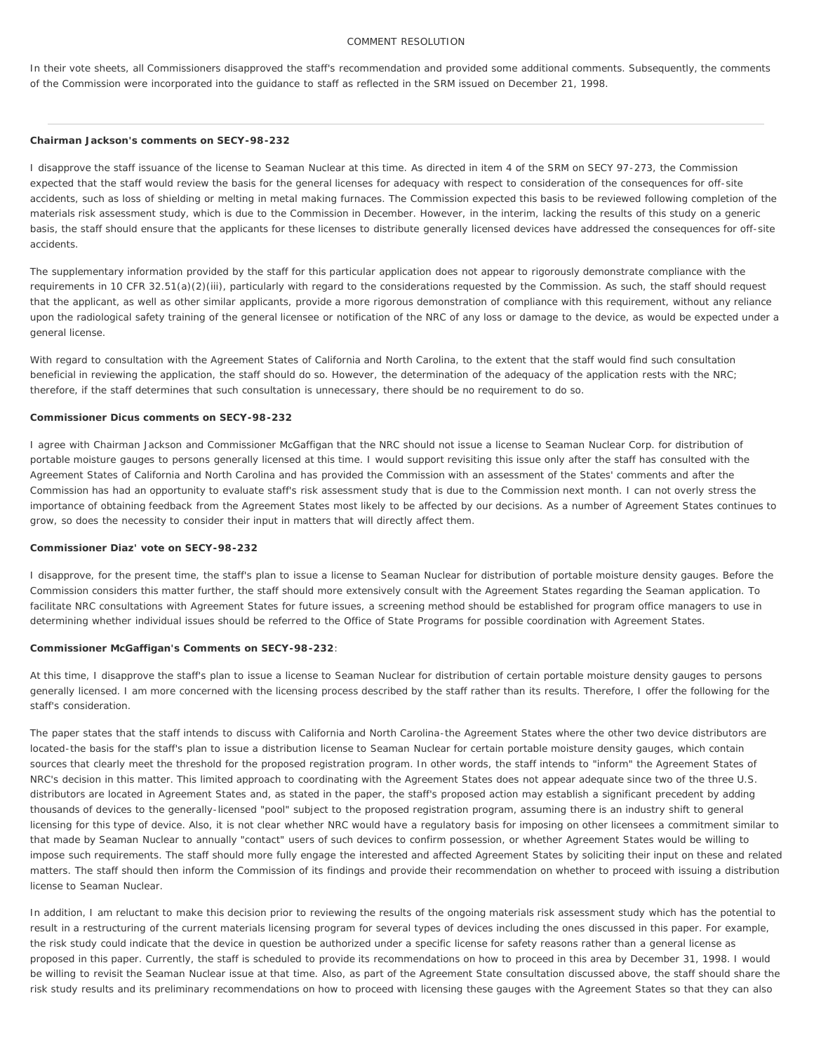COMMENT RESOLUTION

In their vote sheets, all Commissioners disapproved the staff's recommendation and provided some additional comments. Subsequently, the comments of the Commission were incorporated into the guidance to staff as reflected in the SRM issued on December 21, 1998.

---

**Chairman Jackson's comments on SECY-98-232**

I disapprove the staff issuance of the license to Seaman Nuclear at this time. As directed in item 4 of the SRM on SECY 97-273, the Commission expected that the staff would review the basis for the general licenses for adequacy with respect to consideration of the consequences for off-site accidents, such as loss of shielding or melting in metal making furnaces. The Commission expected this basis to be reviewed following completion of the materials risk assessment study, which is due to the Commission in December. However, in the interim, lacking the results of this study on a generic basis, the staff should ensure that the applicants for these licenses to distribute generally licensed devices have addressed the consequences for off-site accidents.

The supplementary information provided by the staff for this particular application does not appear to rigorously demonstrate compliance with the requirements in 10 CFR 32.51(a)(2)(iii), particularly with regard to the considerations requested by the Commission. As such, the staff should request that the applicant, as well as other similar applicants, provide a more rigorous demonstration of compliance with this requirement, without any reliance upon the radiological safety training of the general licensee or notification of the NRC of any loss or damage to the device, as would be expected under a general license.

With regard to consultation with the Agreement States of California and North Carolina, to the extent that the staff would find such consultation beneficial in reviewing the application, the staff should do so. However, the determination of the adequacy of the application rests with the NRC; therefore, if the staff determines that such consultation is unnecessary, there should be no requirement to do so.

**Commissioner Dicus comments on SECY-98-232**

I agree with Chairman Jackson and Commissioner McGaffigan that the NRC should not issue a license to Seaman Nuclear Corp. for distribution of portable moisture gauges to persons generally licensed at this time. I would support revisiting this issue only after the staff has consulted with the Agreement States of California and North Carolina and has provided the Commission with an assessment of the States' comments and after the Commission has had an opportunity to evaluate staff's risk assessment study that is due to the Commission next month. I can not overly stress the importance of obtaining feedback from the Agreement States most likely to be affected by our decisions. As a number of Agreement States continues to grow, so does the necessity to consider their input in matters that will directly affect them.

**Commissioner Diaz' vote on SECY-98-232**

I disapprove, for the present time, the staff's plan to issue a license to Seaman Nuclear for distribution of portable moisture density gauges. Before the Commission considers this matter further, the staff should more extensively consult with the Agreement States regarding the Seaman application. To facilitate NRC consultations with Agreement States for future issues, a screening method should be established for program office managers to use in determining whether individual issues should be referred to the Office of State Programs for possible coordination with Agreement States.

**Commissioner McGaffigan's Comments on SECY-98-232**:

At this time, I disapprove the staff's plan to issue a license to Seaman Nuclear for distribution of certain portable moisture density gauges to persons generally licensed. I am more concerned with the licensing process described by the staff rather than its results. Therefore, I offer the following for the staff's consideration.

The paper states that the staff intends to discuss with California and North Carolina-the Agreement States where the other two device distributors are located-the basis for the staff's plan to issue a distribution license to Seaman Nuclear for certain portable moisture density gauges, which contain sources that clearly meet the threshold for the proposed registration program. In other words, the staff intends to "inform" the Agreement States of NRC's decision in this matter. This limited approach to coordinating with the Agreement States does not appear adequate since two of the three U.S. distributors are located in Agreement States and, as stated in the paper, the staff's proposed action may establish a significant precedent by adding thousands of devices to the generally-licensed "pool" subject to the proposed registration program, assuming there is an industry shift to general licensing for this type of device. Also, it is not clear whether NRC would have a regulatory basis for imposing on other licensees a commitment similar to that made by Seaman Nuclear to annually "contact" users of such devices to confirm possession, or whether Agreement States would be willing to impose such requirements. The staff should more fully engage the interested and affected Agreement States by soliciting their input on these and related matters. The staff should then inform the Commission of its findings and provide their recommendation on whether to proceed with issuing a distribution license to Seaman Nuclear.

In addition, I am reluctant to make this decision prior to reviewing the results of the ongoing materials risk assessment study which has the potential to result in a restructuring of the current materials licensing program for several types of devices including the ones discussed in this paper. For example, the risk study could indicate that the device in question be authorized under a specific license for safety reasons rather than a general license as proposed in this paper. Currently, the staff is scheduled to provide its recommendations on how to proceed in this area by December 31, 1998. I would be willing to revisit the Seaman Nuclear issue at that time. Also, as part of the Agreement State consultation discussed above, the staff should share the risk study results and its preliminary recommendations on how to proceed with licensing these gauges with the Agreement States so that they can also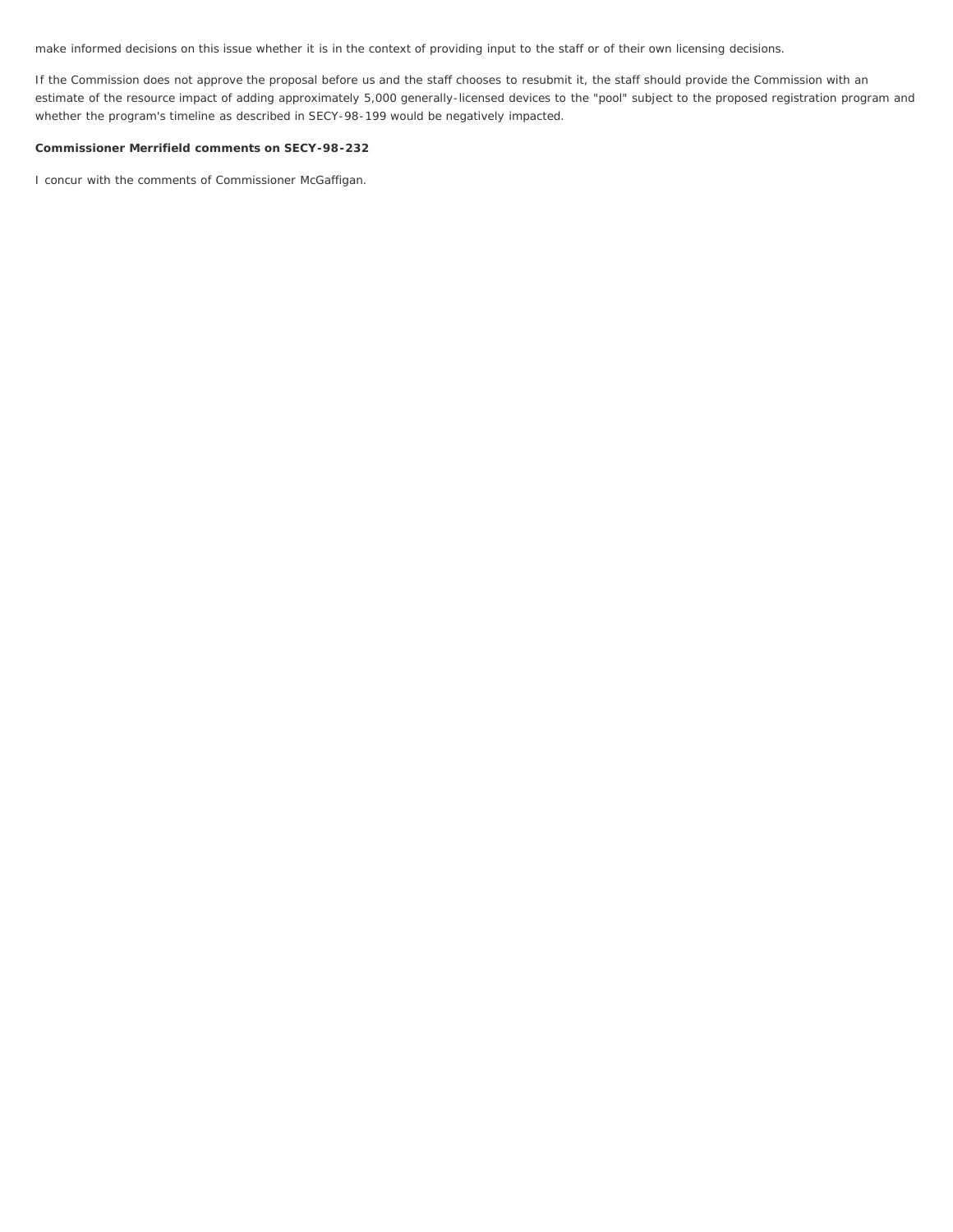make informed decisions on this issue whether it is in the context of providing input to the staff or of their own licensing decisions.

If the Commission does not approve the proposal before us and the staff chooses to resubmit it, the staff should provide the Commission with an estimate of the resource impact of adding approximately 5,000 generally-licensed devices to the "pool" subject to the proposed registration program and whether the program's timeline as described in SECY-98-199 would be negatively impacted.

**Commissioner Merrifield comments on SECY-98-232**

I concur with the comments of Commissioner McGaffigan.